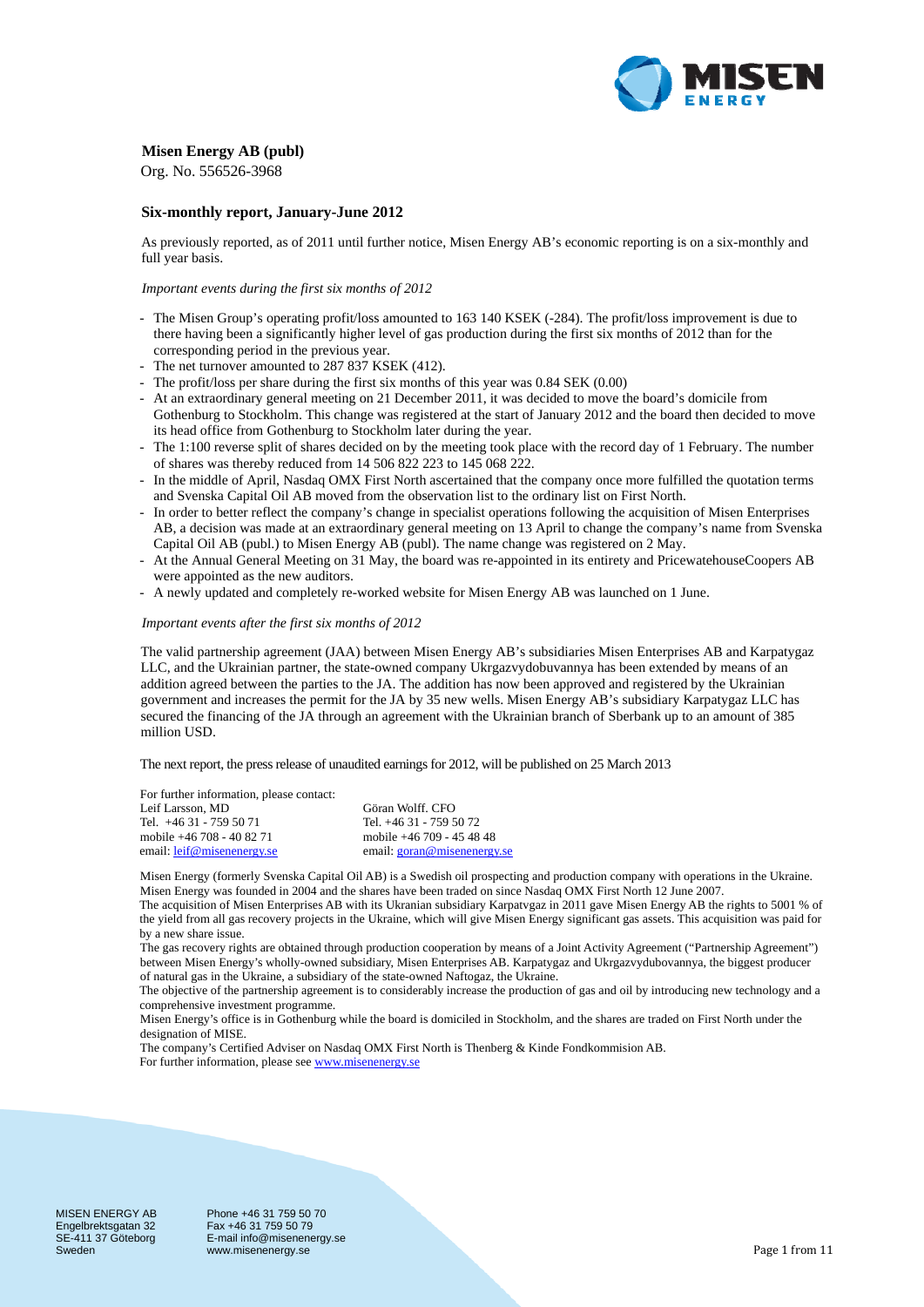**Misen Energy AB (publ)**

Org. No. 556526-3968

## Six-monthly report, January-June 2012

As previously reported, as of 2011 until further notice, Misen Energy AB's economic reporting is on a six-monthly and full year basis.

*Important events during the first six months of 2012*

- The Misen Group's operating profit/loss amounted to 163 140 KSEK (-284). The profit/loss improvement is due to there having been a significantly higher level of gas production during the first six months of 2012 than for the corresponding period in the previous year.
- The net turnover amounted to 287 837 KSEK (412).
- The profit/loss per share during the first six months of this year was 0.84 SEK (0.00)
- At an extraordinary general meeting on 21 December 2011, it was decided to move the board's domicile from Gothenburg to Stockholm. This change was registered at the start of January 2012 and the board then decided to move its head office from Gothenburg to Stockholm later during the year.
- The 1:100 reverse split of shares decided on by the meeting took place with the record day of 1 February. The number of shares was thereby reduced from 14 506 822 223 to 145 068 222.
- In the middle of April, Nasdaq OMX First North ascertained that the company once more fulfilled the quotation terms and Svenska Capital Oil AB moved from the observation list to the ordinary list on First North.
- In order to better reflect the company's change in specialist operations following the acquisition of Misen Enterprises AB, a decision was made at an extraordinary general meeting on 13 April to change the company's name from Svenska Capital Oil AB (publ.) to Misen Energy AB (publ). The name change was registered on 2 May.
- At the Annual General Meeting on 31 May, the board was re-appointed in its entirety and PricewatehouseCoopers AB were appointed as the new auditors.
- A newly updated and completely re-worked website for Misen Energy AB was launched on 1 June.

*Important events after the first six months of 2012*

The valid partnership agreement (JAA) between Misen Energy AB's subsidiaries Misen Enterprises AB and Karpatygaz LLC, and the Ukrainian partner, the state-owned company Ukrgazvydobuvannya has been extended by means of an addition agreed between the parties to the JA. The addition has now been approved and registered by the Ukrainian government and increases the permit for the JA by 35 new wells. Misen Energy AB's subsidiary Karpatygaz LLC has secured the financing of the JA through an agreement with the Ukrainian branch of Sberbank up to an amount of 385 million USD.

The next report, the press release of unaudited earnings for 2012, will be published on 25 March 2013

For further information, please contact:

Leif Larsson, MD
Tel. +46 31 - 759 50 71
mobile +46 708 - 40 82 71
email: leif@misenenergy.se

Göran Wolff. CFO
Tel. +46 31 - 759 50 72
mobile +46 709 - 45 48 48
email: goran@misenenergy.se

Misen Energy (formerly Svenska Capital Oil AB) is a Swedish oil prospecting and production company with operations in the Ukraine. Misen Energy was founded in 2004 and the shares have been traded on since Nasdaq OMX First North 12 June 2007.
The acquisition of Misen Enterprises AB with its Ukranian subsidiary Karpatvgaz in 2011 gave Misen Energy AB the rights to 5001 % of the yield from all gas recovery projects in the Ukraine, which will give Misen Energy significant gas assets. This acquisition was paid for by a new share issue.
The gas recovery rights are obtained through production cooperation by means of a Joint Activity Agreement ("Partnership Agreement") between Misen Energy's wholly-owned subsidiary, Misen Enterprises AB. Karpatygaz and Ukrgazvydubovannya, the biggest producer of natural gas in the Ukraine, a subsidiary of the state-owned Naftogaz, the Ukraine.
The objective of the partnership agreement is to considerably increase the production of gas and oil by introducing new technology and a comprehensive investment programme.
Misen Energy's office is in Gothenburg while the board is domiciled in Stockholm, and the shares are traded on First North under the designation of MISE.
The company's Certified Adviser on Nasdaq OMX First North is Thenberg & Kinde Fondkommision AB.
For further information, please see www.misenenergy.se

MISEN ENERGY AB
Engelbrektsgatan 32
SE-411 37 Göteborg
Sweden

Phone +46 31 759 50 70
Fax +46 31 759 50 79
E-mail info@misenenergy.se
www.misenenergy.se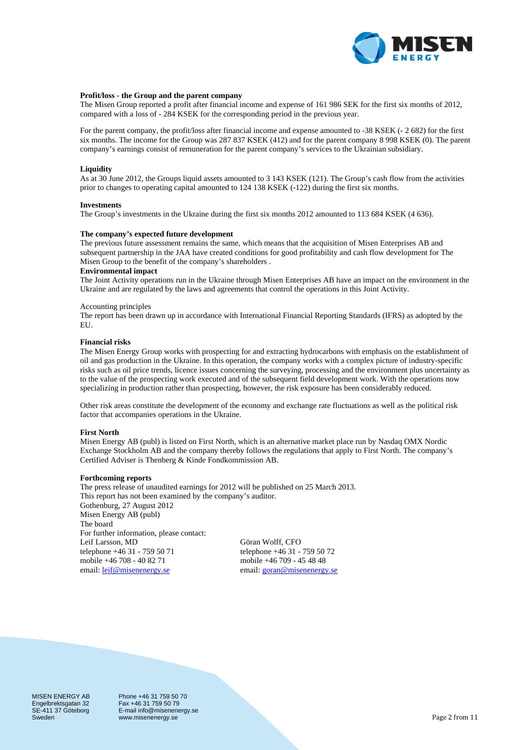**Profit/loss - the Group and the parent company**

The Misen Group reported a profit after financial income and expense of 161 986 SEK for the first six months of 2012, compared with a loss of - 284 KSEK for the corresponding period in the previous year.

For the parent company, the profit/loss after financial income and expense amounted to -38 KSEK (- 2 682) for the first six months. The income for the Group was 287 837 KSEK (412) and for the parent company 8 998 KSEK (0). The parent company's earnings consist of remuneration for the parent company's services to the Ukrainian subsidiary.

**Liquidity**

As at 30 June 2012, the Groups liquid assets amounted to 3 143 KSEK (121). The Group's cash flow from the activities prior to changes to operating capital amounted to 124 138 KSEK (-122) during the first six months.

**Investments**

The Group's investments in the Ukraine during the first six months 2012 amounted to 113 684 KSEK (4 636).

**The company's expected future development**

The previous future assessment remains the same, which means that the acquisition of Misen Enterprises AB and subsequent partnership in the JAA have created conditions for good profitability and cash flow development for The Misen Group to the benefit of the company's shareholders .

**Environmental impact**

The Joint Activity operations run in the Ukraine through Misen Enterprises AB have an impact on the environment in the Ukraine and are regulated by the laws and agreements that control the operations in this Joint Activity.

Accounting principles

The report has been drawn up in accordance with International Financial Reporting Standards (IFRS) as adopted by the EU.

**Financial risks**

The Misen Energy Group works with prospecting for and extracting hydrocarbons with emphasis on the establishment of oil and gas production in the Ukraine. In this operation, the company works with a complex picture of industry-specific risks such as oil price trends, licence issues concerning the surveying, processing and the environment plus uncertainty as to the value of the prospecting work executed and of the subsequent field development work. With the operations now specializing in production rather than prospecting, however, the risk exposure has been considerably reduced.

Other risk areas constitute the development of the economy and exchange rate fluctuations as well as the political risk factor that accompanies operations in the Ukraine.

**First North**

Misen Energy AB (publ) is listed on First North, which is an alternative market place run by Nasdaq OMX Nordic Exchange Stockholm AB and the company thereby follows the regulations that apply to First North. The company's Certified Adviser is Thenberg & Kinde Fondkommission AB.

**Forthcoming reports**

The press release of unaudited earnings for 2012 will be published on 25 March 2013.
This report has not been examined by the company's auditor.
Gothenburg, 27 August 2012
Misen Energy AB (publ)
The board
For further information, please contact:

Leif Larsson, MD
telephone +46 31 - 759 50 71
mobile +46 708 - 40 82 71
email: leif@misenenergy.se

Göran Wolff, CFO
telephone +46 31 - 759 50 72
mobile +46 709 - 45 48 48
email: goran@misenenergy.se

MISEN ENERGY AB
Engelbrektsgatan 32
SE-411 37 Göteborg
Sweden

Phone +46 31 759 50 70
Fax +46 31 759 50 79
E-mail info@misenenergy.se
www.misenenergy.se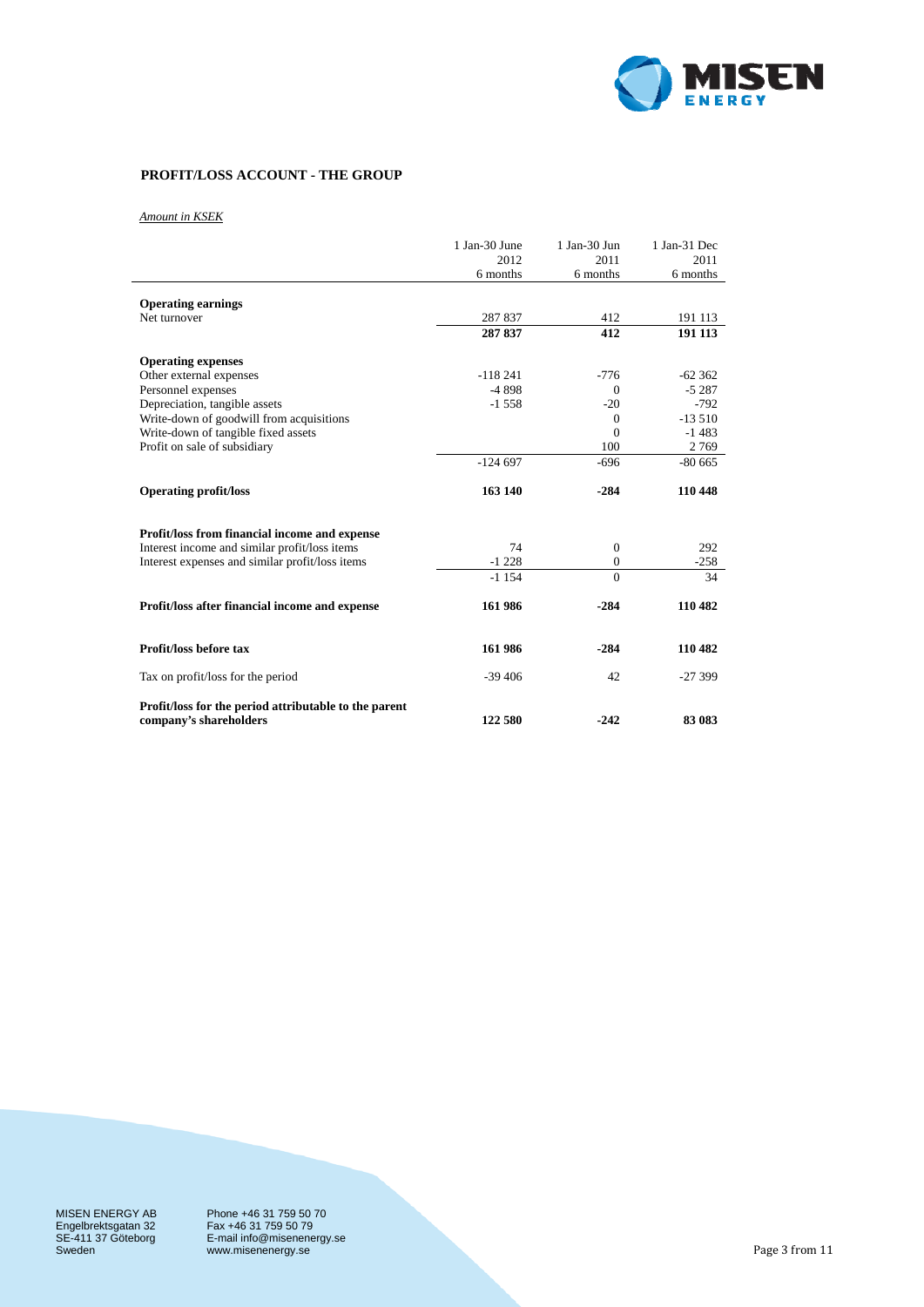## PROFIT/LOSS ACCOUNT - THE GROUP

*Amount in KSEK*

| | 1 Jan-30 June 2012 6 months | 1 Jan-30 Jun 2011 6 months | 1 Jan-31 Dec 2011 6 months |
|---|---|---|---|
| **Operating earnings** | | | |
| Net turnover | 287 837 | 412 | 191 113 |
| | **287 837** | **412** | **191 113** |
| **Operating expenses** | | | |
| Other external expenses | -118 241 | -776 | -62 362 |
| Personnel expenses | -4 898 | 0 | -5 287 |
| Depreciation, tangible assets | -1 558 | -20 | -792 |
| Write-down of goodwill from acquisitions | | 0 | -13 510 |
| Write-down of tangible fixed assets | | 0 | -1 483 |
| Profit on sale of subsidiary | | 100 | 2 769 |
| | -124 697 | -696 | -80 665 |
| **Operating profit/loss** | **163 140** | **-284** | **110 448** |
| **Profit/loss from financial income and expense** | | | |
| Interest income and similar profit/loss items | 74 | 0 | 292 |
| Interest expenses and similar profit/loss items | -1 228 | 0 | -258 |
| | -1 154 | 0 | 34 |
| **Profit/loss after financial income and expense** | **161 986** | **-284** | **110 482** |
| **Profit/loss before tax** | **161 986** | **-284** | **110 482** |
| Tax on profit/loss for the period | -39 406 | 42 | -27 399 |
| **Profit/loss for the period attributable to the parent company's shareholders** | **122 580** | **-242** | **83 083** |

MISEN ENERGY AB
Engelbrektsgatan 32
SE-411 37 Göteborg
Sweden

Phone +46 31 759 50 70
Fax +46 31 759 50 79
E-mail info@misenenergy.se
www.misenenergy.se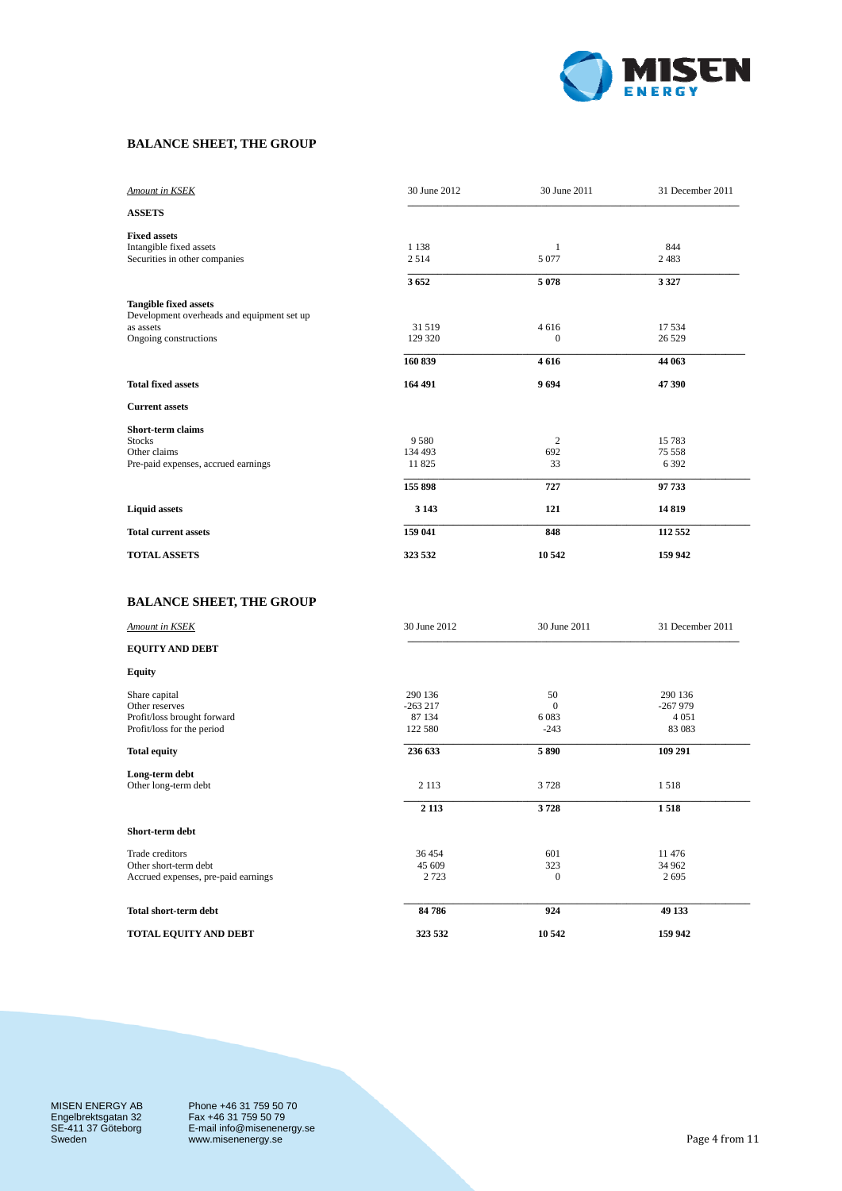## BALANCE SHEET, THE GROUP

| *Amount in KSEK* | 30 June 2012 | 30 June 2011 | 31 December 2011 |
|---|---|---|---|
| **ASSETS** | | | |
| **Fixed assets** | | | |
| Intangible fixed assets | 1 138 | 1 | 844 |
| Securities in other companies | 2 514 | 5 077 | 2 483 |
| | **3 652** | **5 078** | **3 327** |
| **Tangible fixed assets** | | | |
| Development overheads and equipment set up as assets | 31 519 | 4 616 | 17 534 |
| Ongoing constructions | 129 320 | 0 | 26 529 |
| | **160 839** | **4 616** | **44 063** |
| **Total fixed assets** | **164 491** | **9 694** | **47 390** |
| **Current assets** | | | |
| **Short-term claims** | | | |
| Stocks | 9 580 | 2 | 15 783 |
| Other claims | 134 493 | 692 | 75 558 |
| Pre-paid expenses, accrued earnings | 11 825 | 33 | 6 392 |
| | **155 898** | **727** | **97 733** |
| **Liquid assets** | **3 143** | **121** | **14 819** |
| **Total current assets** | **159 041** | **848** | **112 552** |
| **TOTAL ASSETS** | **323 532** | **10 542** | **159 942** |

## BALANCE SHEET, THE GROUP

| *Amount in KSEK* | 30 June 2012 | 30 June 2011 | 31 December 2011 |
|---|---|---|---|
| **EQUITY AND DEBT** | | | |
| **Equity** | | | |
| Share capital | 290 136 | 50 | 290 136 |
| Other reserves | -263 217 | 0 | -267 979 |
| Profit/loss brought forward | 87 134 | 6 083 | 4 051 |
| Profit/loss for the period | 122 580 | -243 | 83 083 |
| **Total equity** | **236 633** | **5 890** | **109 291** |
| **Long-term debt** | | | |
| Other long-term debt | 2 113 | 3 728 | 1 518 |
| | **2 113** | **3 728** | **1 518** |
| **Short-term debt** | | | |
| Trade creditors | 36 454 | 601 | 11 476 |
| Other short-term debt | 45 609 | 323 | 34 962 |
| Accrued expenses, pre-paid earnings | 2 723 | 0 | 2 695 |
| **Total short-term debt** | **84 786** | **924** | **49 133** |
| **TOTAL EQUITY AND DEBT** | **323 532** | **10 542** | **159 942** |

MISEN ENERGY AB
Engelbrektsgatan 32
SE-411 37 Göteborg
Sweden

Phone +46 31 759 50 70
Fax +46 31 759 50 79
E-mail info@misenenergy.se
www.misenenergy.se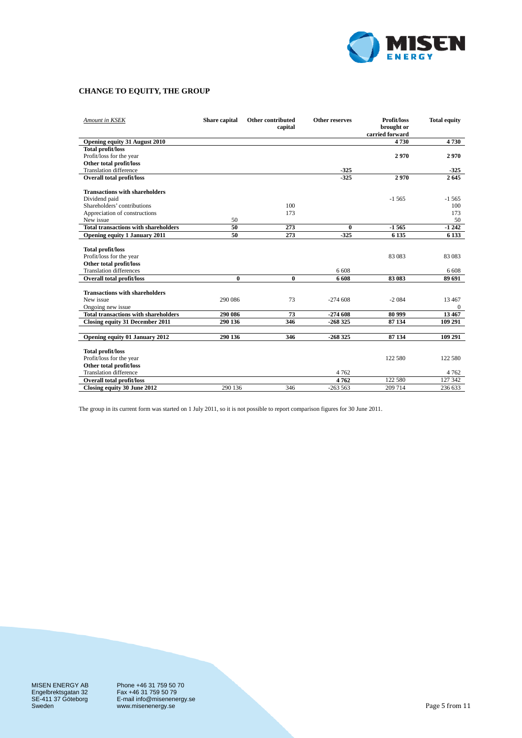## CHANGE TO EQUITY, THE GROUP

| *Amount in KSEK* | Share capital | Other contributed capital | Other reserves | Profit/loss brought or carried forward | Total equity |
|---|---|---|---|---|---|
| **Opening equity 31 August 2010** | | | | **4 730** | **4 730** |
| **Total profit/loss** | | | | | |
| Profit/loss for the year | | | | **2 970** | **2 970** |
| **Other total profit/loss** | | | | | |
| Translation difference | | | **-325** | | **-325** |
| **Overall total profit/loss** | | | **-325** | **2 970** | **2 645** |
| **Transactions with shareholders** | | | | | |
| Dividend paid | | | | -1 565 | -1 565 |
| Shareholders' contributions | | 100 | | | 100 |
| Appreciation of constructions | | 173 | | | 173 |
| New issue | 50 | | | | 50 |
| **Total transactions with shareholders** | **50** | **273** | **0** | **-1 565** | **-1 242** |
| **Opening equity 1 January 2011** | **50** | **273** | **-325** | **6 135** | **6 133** |
| **Total profit/loss** | | | | | |
| Profit/loss for the year | | | | 83 083 | 83 083 |
| **Other total profit/loss** | | | | | |
| Translation differences | | | 6 608 | | 6 608 |
| **Overall total profit/loss** | **0** | **0** | **6 608** | **83 083** | **89 691** |
| **Transactions with shareholders** | | | | | |
| New issue | 290 086 | 73 | -274 608 | -2 084 | 13 467 |
| Ongoing new issue | | | | | 0 |
| **Total transactions with shareholders** | **290 086** | **73** | **-274 608** | **80 999** | **13 467** |
| **Closing equity 31 December 2011** | **290 136** | **346** | **-268 325** | **87 134** | **109 291** |
| **Opening equity 01 January 2012** | **290 136** | **346** | **-268 325** | **87 134** | **109 291** |
| **Total profit/loss** | | | | | |
| Profit/loss for the year | | | | 122 580 | 122 580 |
| **Other total profit/loss** | | | | | |
| Translation difference | | | 4 762 | | 4 762 |
| **Overall total profit/loss** | | | **4 762** | 122 580 | 127 342 |
| **Closing equity 30 June 2012** | 290 136 | 346 | -263 563 | 209 714 | 236 633 |

The group in its current form was started on 1 July 2011, so it is not possible to report comparison figures for 30 June 2011.

MISEN ENERGY AB
Engelbrektsgatan 32
SE-411 37 Göteborg
Sweden

Phone +46 31 759 50 70
Fax +46 31 759 50 79
E-mail info@misenenergy.se
www.misenenergy.se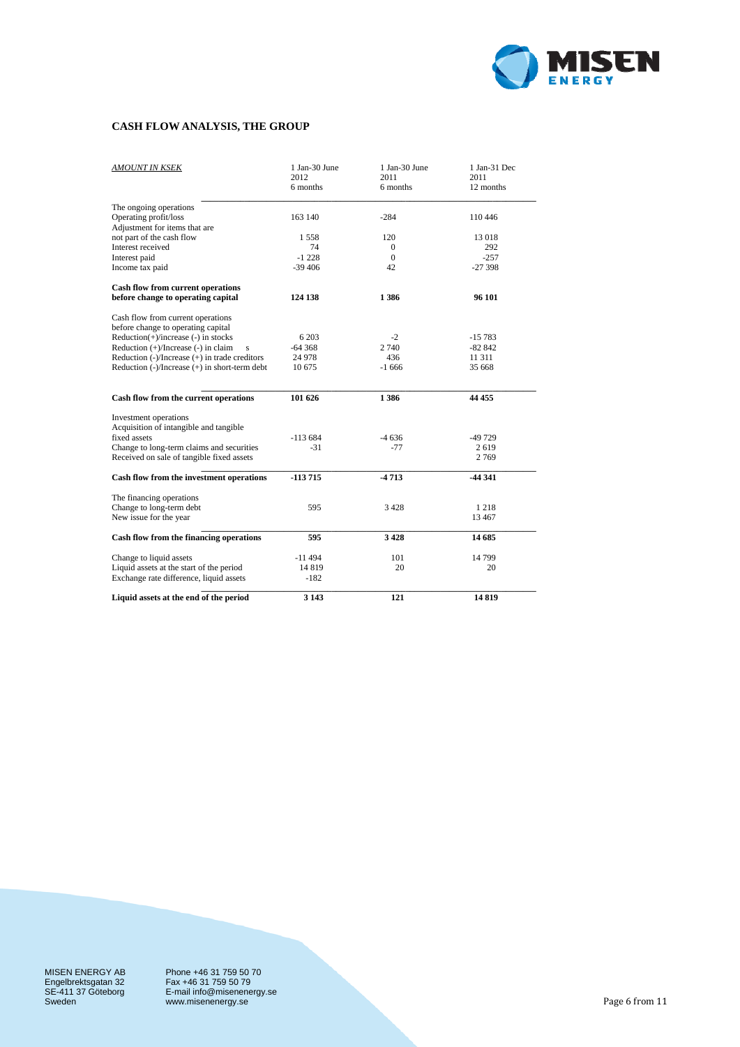## CASH FLOW ANALYSIS, THE GROUP

| *AMOUNT IN KSEK* | 1 Jan-30 June 2012 6 months | 1 Jan-30 June 2011 6 months | 1 Jan-31 Dec 2011 12 months |
|---|---|---|---|
| The ongoing operations | | | |
| Operating profit/loss | 163 140 | -284 | 110 446 |
| Adjustment for items that are not part of the cash flow | 1 558 | 120 | 13 018 |
| Interest received | 74 | 0 | 292 |
| Interest paid | -1 228 | 0 | -257 |
| Income tax paid | -39 406 | 42 | -27 398 |
| **Cash flow from current operations before change to operating capital** | **124 138** | **1 386** | **96 101** |
| Cash flow from current operations before change to operating capital | | | |
| Reduction(+)/increase (-) in stocks | 6 203 | -2 | -15 783 |
| Reduction (+)/Increase (-) in claims | -64 368 | 2 740 | -82 842 |
| Reduction (-)/Increase (+) in trade creditors | 24 978 | 436 | 11 311 |
| Reduction (-)/Increase (+) in short-term debt | 10 675 | -1 666 | 35 668 |
| **Cash flow from the current operations** | **101 626** | **1 386** | **44 455** |
| Investment operations | | | |
| Acquisition of intangible and tangible fixed assets | -113 684 | -4 636 | -49 729 |
| Change to long-term claims and securities | -31 | -77 | 2 619 |
| Received on sale of tangible fixed assets | | | 2 769 |
| **Cash flow from the investment operations** | **-113 715** | **-4 713** | **-44 341** |
| The financing operations | | | |
| Change to long-term debt | 595 | 3 428 | 1 218 |
| New issue for the year | | | 13 467 |
| **Cash flow from the financing operations** | **595** | **3 428** | **14 685** |
| Change to liquid assets | -11 494 | 101 | 14 799 |
| Liquid assets at the start of the period | 14 819 | 20 | 20 |
| Exchange rate difference, liquid assets | -182 | | |
| **Liquid assets at the end of the period** | **3 143** | **121** | **14 819** |

MISEN ENERGY AB
Engelbrektsgatan 32
SE-411 37 Göteborg
Sweden

Phone +46 31 759 50 70
Fax +46 31 759 50 79
E-mail info@misenenergy.se
www.misenenergy.se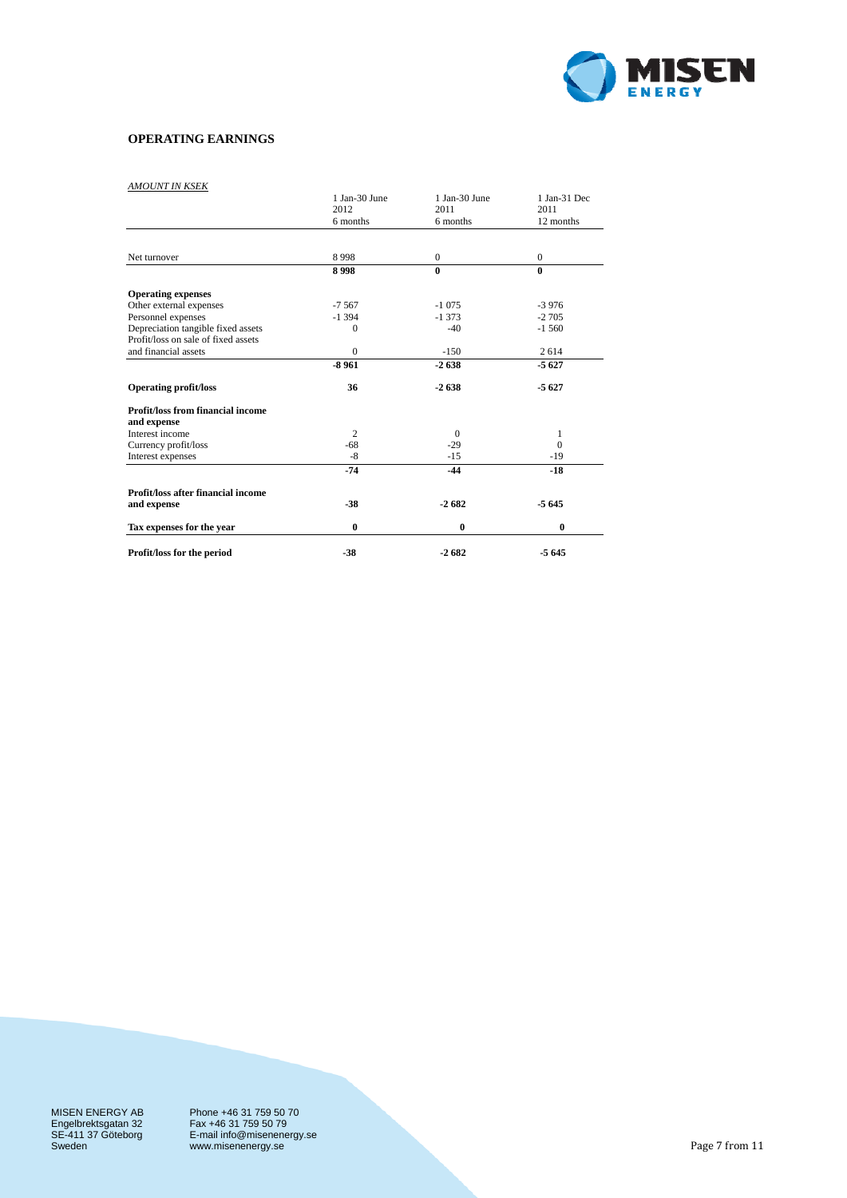## OPERATING EARNINGS

*AMOUNT IN KSEK*

| | 1 Jan-30 June 2012 6 months | 1 Jan-30 June 2011 6 months | 1 Jan-31 Dec 2011 12 months |
|---|---|---|---|
| Net turnover | 8 998 | 0 | 0 |
| | **8 998** | **0** | **0** |
| **Operating expenses** | | | |
| Other external expenses | -7 567 | -1 075 | -3 976 |
| Personnel expenses | -1 394 | -1 373 | -2 705 |
| Depreciation tangible fixed assets | 0 | -40 | -1 560 |
| Profit/loss on sale of fixed assets and financial assets | 0 | -150 | 2 614 |
| | **-8 961** | **-2 638** | **-5 627** |
| **Operating profit/loss** | **36** | **-2 638** | **-5 627** |
| **Profit/loss from financial income and expense** | | | |
| Interest income | 2 | 0 | 1 |
| Currency profit/loss | -68 | -29 | 0 |
| Interest expenses | -8 | -15 | -19 |
| | **-74** | **-44** | **-18** |
| **Profit/loss after financial income and expense** | **-38** | **-2 682** | **-5 645** |
| **Tax expenses for the year** | **0** | **0** | **0** |
| **Profit/loss for the period** | **-38** | **-2 682** | **-5 645** |

MISEN ENERGY AB
Engelbrektsgatan 32
SE-411 37 Göteborg
Sweden

Phone +46 31 759 50 70
Fax +46 31 759 50 79
E-mail info@misenenergy.se
www.misenenergy.se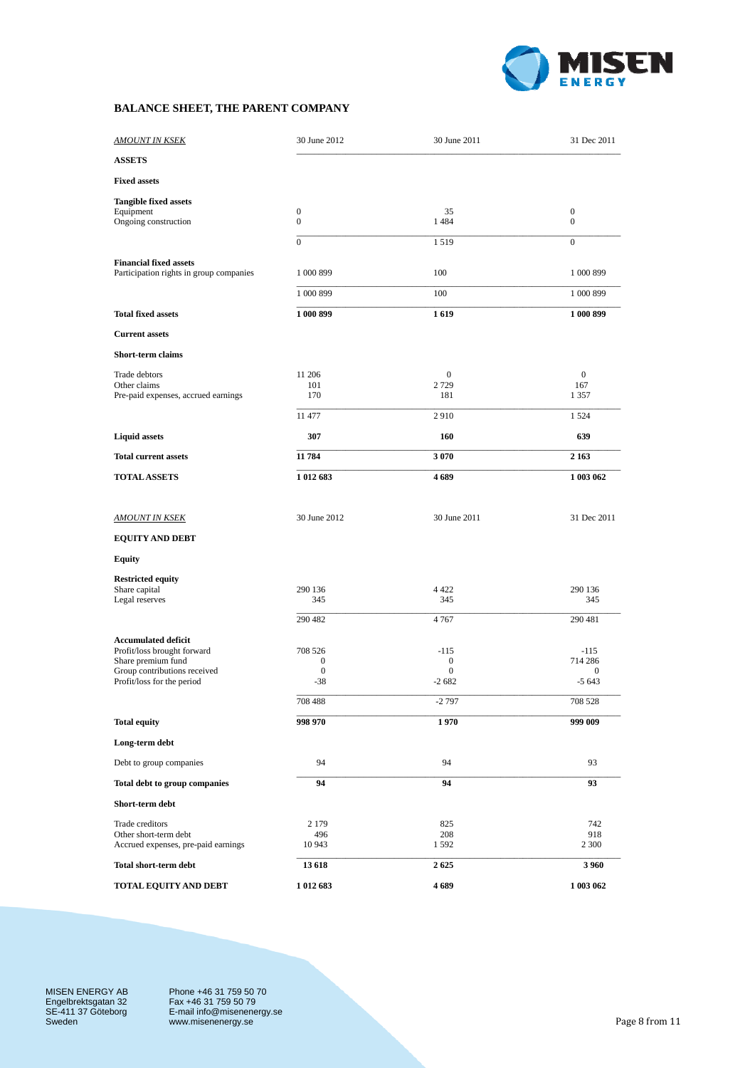## BALANCE SHEET, THE PARENT COMPANY

| *AMOUNT IN KSEK* | 30 June 2012 | 30 June 2011 | 31 Dec 2011 |
|---|---|---|---|
| **ASSETS** | | | |
| **Fixed assets** | | | |
| **Tangible fixed assets** | | | |
| Equipment | 0 | 35 | 0 |
| Ongoing construction | 0 | 1 484 | 0 |
| | 0 | 1 519 | 0 |
| **Financial fixed assets** | | | |
| Participation rights in group companies | 1 000 899 | 100 | 1 000 899 |
| | 1 000 899 | 100 | 1 000 899 |
| **Total fixed assets** | **1 000 899** | **1 619** | **1 000 899** |
| **Current assets** | | | |
| **Short-term claims** | | | |
| Trade debtors | 11 206 | 0 | 0 |
| Other claims | 101 | 2 729 | 167 |
| Pre-paid expenses, accrued earnings | 170 | 181 | 1 357 |
| | 11 477 | 2 910 | 1 524 |
| **Liquid assets** | **307** | **160** | **639** |
| **Total current assets** | **11 784** | **3 070** | **2 163** |
| **TOTAL ASSETS** | **1 012 683** | **4 689** | **1 003 062** |

| *AMOUNT IN KSEK* | 30 June 2012 | 30 June 2011 | 31 Dec 2011 |
|---|---|---|---|
| **EQUITY AND DEBT** | | | |
| **Equity** | | | |
| **Restricted equity** | | | |
| Share capital | 290 136 | 4 422 | 290 136 |
| Legal reserves | 345 | 345 | 345 |
| | 290 482 | 4 767 | 290 481 |
| **Accumulated deficit** | | | |
| Profit/loss brought forward | 708 526 | -115 | -115 |
| Share premium fund | 0 | 0 | 714 286 |
| Group contributions received | 0 | 0 | 0 |
| Profit/loss for the period | -38 | -2 682 | -5 643 |
| | 708 488 | -2 797 | 708 528 |
| **Total equity** | **998 970** | **1 970** | **999 009** |
| **Long-term debt** | | | |
| Debt to group companies | 94 | 94 | 93 |
| **Total debt to group companies** | **94** | **94** | **93** |
| **Short-term debt** | | | |
| Trade creditors | 2 179 | 825 | 742 |
| Other short-term debt | 496 | 208 | 918 |
| Accrued expenses, pre-paid earnings | 10 943 | 1 592 | 2 300 |
| **Total short-term debt** | **13 618** | **2 625** | **3 960** |
| **TOTAL EQUITY AND DEBT** | **1 012 683** | **4 689** | **1 003 062** |

MISEN ENERGY AB
Engelbrektsgatan 32
SE-411 37 Göteborg
Sweden

Phone +46 31 759 50 70
Fax +46 31 759 50 79
E-mail info@misenenergy.se
www.misenenergy.se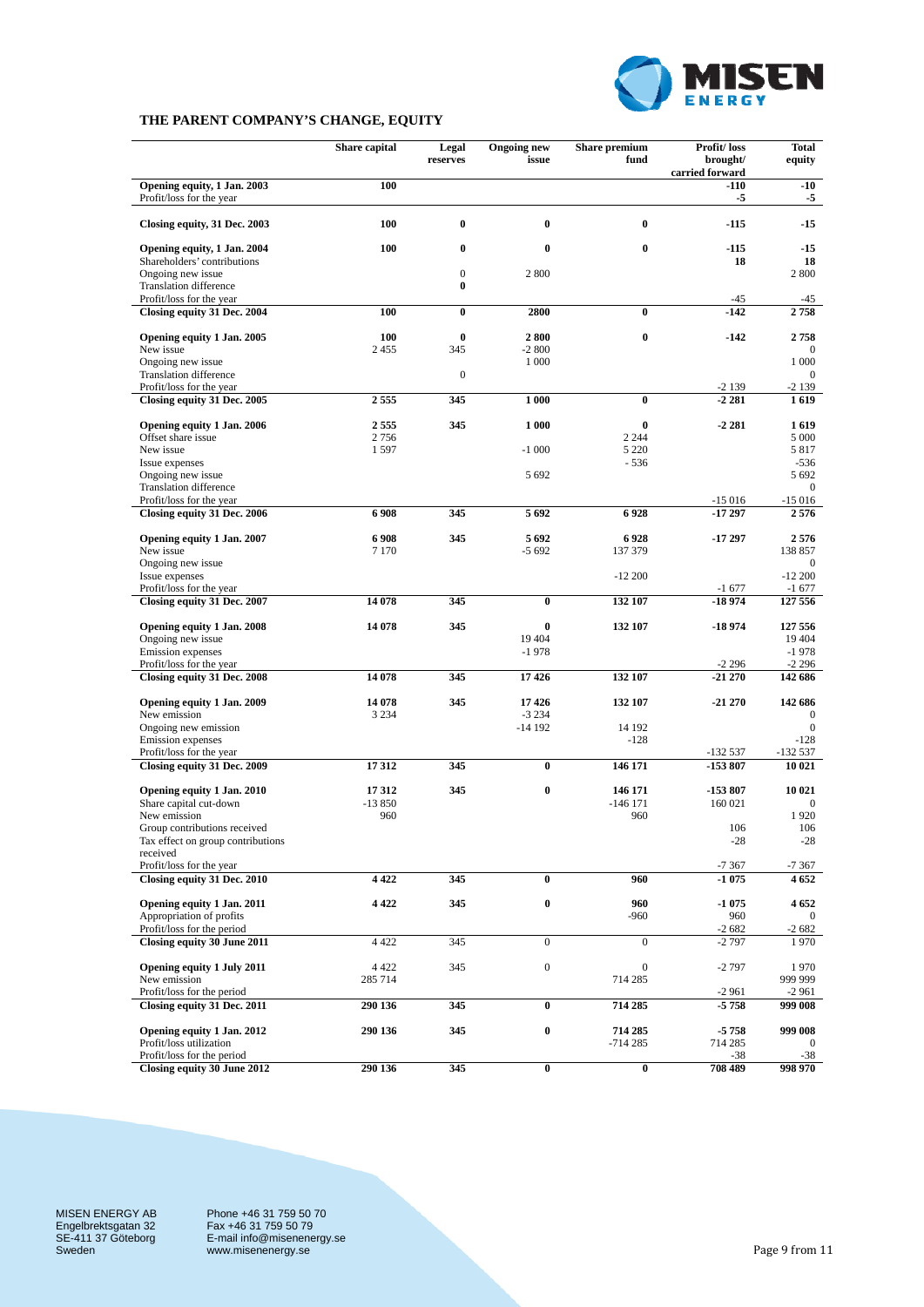## THE PARENT COMPANY'S CHANGE, EQUITY

| | Share capital | Legal reserves | Ongoing new issue | Share premium fund | Profit/ loss brought/ carried forward | Total equity |
|---|---|---|---|---|---|---|
| **Opening equity, 1 Jan. 2003** | **100** | | | | **-110** | **-10** |
| Profit/loss for the year | | | | | **-5** | **-5** |
| **Closing equity, 31 Dec. 2003** | **100** | **0** | **0** | **0** | **-115** | **-15** |
| **Opening equity, 1 Jan. 2004** | **100** | **0** | **0** | **0** | **-115** | **-15** |
| Shareholders' contributions | | | | | **18** | **18** |
| Ongoing new issue | | 0 | 2 800 | | | 2 800 |
| Translation difference | | **0** | | | | |
| Profit/loss for the year | | | | | -45 | -45 |
| **Closing equity 31 Dec. 2004** | **100** | **0** | **2800** | **0** | **-142** | **2 758** |
| **Opening equity 1 Jan. 2005** | **100** | **0** | **2 800** | **0** | **-142** | **2 758** |
| New issue | 2 455 | 345 | -2 800 | | | 0 |
| Ongoing new issue | | | 1 000 | | | 1 000 |
| Translation difference | | 0 | | | | 0 |
| Profit/loss for the year | | | | | -2 139 | -2 139 |
| **Closing equity 31 Dec. 2005** | **2 555** | **345** | **1 000** | **0** | **-2 281** | **1 619** |
| **Opening equity 1 Jan. 2006** | **2 555** | **345** | **1 000** | **0** | **-2 281** | **1 619** |
| Offset share issue | 2 756 | | | 2 244 | | 5 000 |
| New issue | 1 597 | | -1 000 | 5 220 | | 5 817 |
| Issue expenses | | | | - 536 | | -536 |
| Ongoing new issue | | | 5 692 | | | 5 692 |
| Translation difference | | | | | | 0 |
| Profit/loss for the year | | | | | -15 016 | -15 016 |
| **Closing equity 31 Dec. 2006** | **6 908** | **345** | **5 692** | **6 928** | **-17 297** | **2 576** |
| **Opening equity 1 Jan. 2007** | **6 908** | **345** | **5 692** | **6 928** | **-17 297** | **2 576** |
| New issue | 7 170 | | -5 692 | 137 379 | | 138 857 |
| Ongoing new issue | | | | | | 0 |
| Issue expenses | | | | -12 200 | | -12 200 |
| Profit/loss for the year | | | | | -1 677 | -1 677 |
| **Closing equity 31 Dec. 2007** | **14 078** | **345** | **0** | **132 107** | **-18 974** | **127 556** |
| **Opening equity 1 Jan. 2008** | **14 078** | **345** | **0** | **132 107** | **-18 974** | **127 556** |
| Ongoing new issue | | | 19 404 | | | 19 404 |
| Emission expenses | | | -1 978 | | | -1 978 |
| Profit/loss for the year | | | | | -2 296 | -2 296 |
| **Closing equity 31 Dec. 2008** | **14 078** | **345** | **17 426** | **132 107** | **-21 270** | **142 686** |
| **Opening equity 1 Jan. 2009** | **14 078** | **345** | **17 426** | **132 107** | **-21 270** | **142 686** |
| New emission | 3 234 | | -3 234 | | | 0 |
| Ongoing new emission | | | -14 192 | 14 192 | | 0 |
| Emission expenses | | | | -128 | | -128 |
| Profit/loss for the year | | | | | -132 537 | -132 537 |
| **Closing equity 31 Dec. 2009** | **17 312** | **345** | **0** | **146 171** | **-153 807** | **10 021** |
| **Opening equity 1 Jan. 2010** | **17 312** | **345** | **0** | **146 171** | **-153 807** | **10 021** |
| Share capital cut-down | -13 850 | | | -146 171 | 160 021 | 0 |
| New emission | 960 | | | 960 | | 1 920 |
| Group contributions received | | | | | 106 | 106 |
| Tax effect on group contributions received | | | | | -28 | -28 |
| Profit/loss for the year | | | | | -7 367 | -7 367 |
| **Closing equity 31 Dec. 2010** | **4 422** | **345** | **0** | **960** | **-1 075** | **4 652** |
| **Opening equity 1 Jan. 2011** | **4 422** | **345** | **0** | **960** | **-1 075** | **4 652** |
| Appropriation of profits | | | | -960 | 960 | 0 |
| Profit/loss for the period | | | | | -2 682 | -2 682 |
| **Closing equity 30 June 2011** | 4 422 | 345 | 0 | 0 | -2 797 | 1 970 |
| **Opening equity 1 July 2011** | 4 422 | 345 | 0 | 0 | -2 797 | 1 970 |
| New emission | 285 714 | | | 714 285 | | 999 999 |
| Profit/loss for the period | | | | | -2 961 | -2 961 |
| **Closing equity 31 Dec. 2011** | **290 136** | **345** | **0** | **714 285** | **-5 758** | **999 008** |
| **Opening equity 1 Jan. 2012** | **290 136** | **345** | **0** | **714 285** | **-5 758** | **999 008** |
| Profit/loss utilization | | | | -714 285 | 714 285 | 0 |
| Profit/loss for the period | | | | | -38 | -38 |
| **Closing equity 30 June 2012** | **290 136** | **345** | **0** | **0** | **708 489** | **998 970** |

MISEN ENERGY AB
Engelbrektsgatan 32
SE-411 37 Göteborg
Sweden

Phone +46 31 759 50 70
Fax +46 31 759 50 79
E-mail info@misenenergy.se
www.misenenergy.se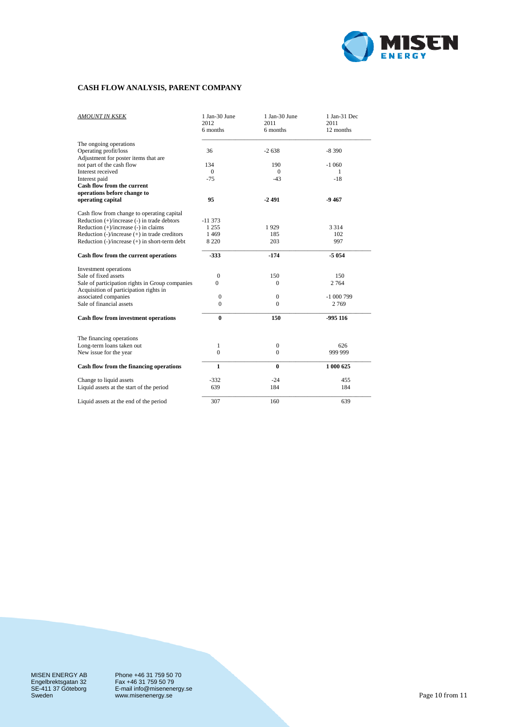## CASH FLOW ANALYSIS, PARENT COMPANY

| *AMOUNT IN KSEK* | 1 Jan-30 June 2012 6 months | 1 Jan-30 June 2011 6 months | 1 Jan-31 Dec 2011 12 months |
|---|---|---|---|
| The ongoing operations | | | |
| Operating profit/loss | 36 | -2 638 | -8 390 |
| Adjustment for poster items that are not part of the cash flow | 134 | 190 | -1 060 |
| Interest received | 0 | 0 | 1 |
| Interest paid | -75 | -43 | -18 |
| **Cash flow from the current operations before change to operating capital** | **95** | **-2 491** | **-9 467** |
| Cash flow from change to operating capital | | | |
| Reduction (+)/increase (-) in trade debtors | -11 373 | | |
| Reduction (+)/increase (-) in claims | 1 255 | 1 929 | 3 314 |
| Reduction (-)/increase (+) in trade creditors | 1 469 | 185 | 102 |
| Reduction (-)/increase (+) in short-term debt | 8 220 | 203 | 997 |
| **Cash flow from the current operations** | **-333** | **-174** | **-5 054** |
| Investment operations | | | |
| Sale of fixed assets | 0 | 150 | 150 |
| Sale of participation rights in Group companies | 0 | 0 | 2 764 |
| Acquisition of participation rights in associated companies | 0 | 0 | -1 000 799 |
| Sale of financial assets | 0 | 0 | 2 769 |
| **Cash flow from investment operations** | **0** | **150** | **-995 116** |
| The financing operations | | | |
| Long-term loans taken out | 1 | 0 | 626 |
| New issue for the year | 0 | 0 | 999 999 |
| **Cash flow from the financing operations** | **1** | **0** | **1 000 625** |
| Change to liquid assets | -332 | -24 | 455 |
| Liquid assets at the start of the period | 639 | 184 | 184 |
| Liquid assets at the end of the period | 307 | 160 | 639 |

MISEN ENERGY AB
Engelbrektsgatan 32
SE-411 37 Göteborg
Sweden

Phone +46 31 759 50 70
Fax +46 31 759 50 79
E-mail info@misenenergy.se
www.misenenergy.se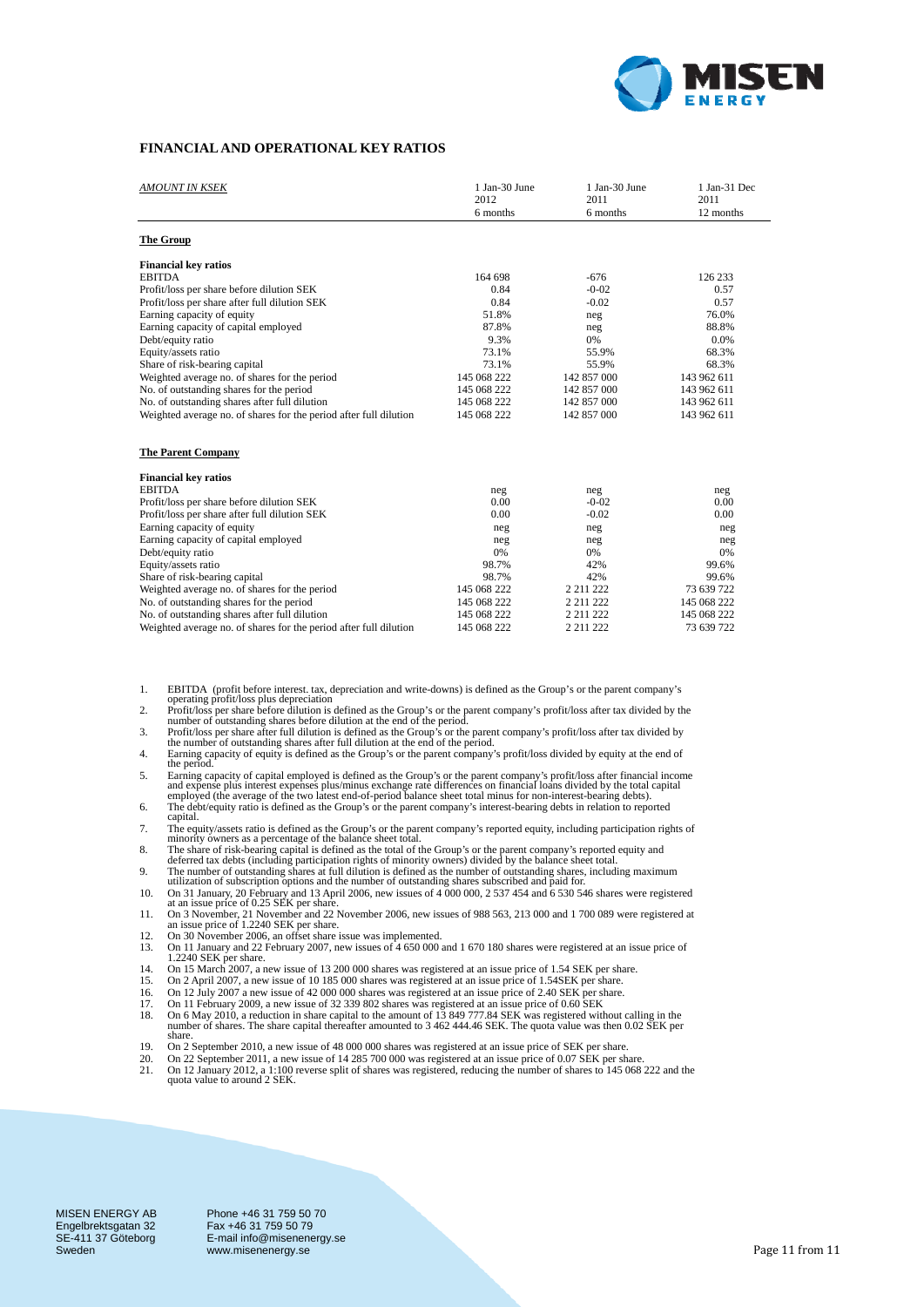## FINANCIAL AND OPERATIONAL KEY RATIOS

| *AMOUNT IN KSEK* | 1 Jan-30 June 2012 6 months | 1 Jan-30 June 2011 6 months | 1 Jan-31 Dec 2011 12 months |
|---|---|---|---|
| **The Group** | | | |
| **Financial key ratios** | | | |
| EBITDA | 164 698 | -676 | 126 233 |
| Profit/loss per share before dilution SEK | 0.84 | -0-02 | 0.57 |
| Profit/loss per share after full dilution SEK | 0.84 | -0.02 | 0.57 |
| Earning capacity of equity | 51.8% | neg | 76.0% |
| Earning capacity of capital employed | 87.8% | neg | 88.8% |
| Debt/equity ratio | 9.3% | 0% | 0.0% |
| Equity/assets ratio | 73.1% | 55.9% | 68.3% |
| Share of risk-bearing capital | 73.1% | 55.9% | 68.3% |
| Weighted average no. of shares for the period | 145 068 222 | 142 857 000 | 143 962 611 |
| No. of outstanding shares for the period | 145 068 222 | 142 857 000 | 143 962 611 |
| No. of outstanding shares after full dilution | 145 068 222 | 142 857 000 | 143 962 611 |
| Weighted average no. of shares for the period after full dilution | 145 068 222 | 142 857 000 | 143 962 611 |
| **The Parent Company** | | | |
| **Financial key ratios** | | | |
| EBITDA | neg | neg | neg |
| Profit/loss per share before dilution SEK | 0.00 | -0-02 | 0.00 |
| Profit/loss per share after full dilution SEK | 0.00 | -0.02 | 0.00 |
| Earning capacity of equity | neg | neg | neg |
| Earning capacity of capital employed | neg | neg | neg |
| Debt/equity ratio | 0% | 0% | 0% |
| Equity/assets ratio | 98.7% | 42% | 99.6% |
| Share of risk-bearing capital | 98.7% | 42% | 99.6% |
| Weighted average no. of shares for the period | 145 068 222 | 2 211 222 | 73 639 722 |
| No. of outstanding shares for the period | 145 068 222 | 2 211 222 | 145 068 222 |
| No. of outstanding shares after full dilution | 145 068 222 | 2 211 222 | 145 068 222 |
| Weighted average no. of shares for the period after full dilution | 145 068 222 | 2 211 222 | 73 639 722 |

1. EBITDA (profit before interest. tax, depreciation and write-downs) is defined as the Group's or the parent company's operating profit/loss plus depreciation
2. Profit/loss per share before dilution is defined as the Group's or the parent company's profit/loss after tax divided by the number of outstanding shares before dilution at the end of the period.
3. Profit/loss per share after full dilution is defined as the Group's or the parent company's profit/loss after tax divided by the number of outstanding shares after full dilution at the end of the period.
4. Earning capacity of equity is defined as the Group's or the parent company's profit/loss divided by equity at the end of the period.
5. Earning capacity of capital employed is defined as the Group's or the parent company's profit/loss after financial income and expense plus interest expenses plus/minus exchange rate differences on financial loans divided by the total capital employed (the average of the two latest end-of-period balance sheet total minus for non-interest-bearing debts).
6. The debt/equity ratio is defined as the Group's or the parent company's interest-bearing debts in relation to reported capital.
7. The equity/assets ratio is defined as the Group's or the parent company's reported equity, including participation rights of minority owners as a percentage of the balance sheet total.
8. The share of risk-bearing capital is defined as the total of the Group's or the parent company's reported equity and deferred tax debts (including participation rights of minority owners) divided by the balance sheet total.
9. The number of outstanding shares at full dilution is defined as the number of outstanding shares, including maximum utilization of subscription options and the number of outstanding shares subscribed and paid for.
10. On 31 January, 20 February and 13 April 2006, new issues of 4 000 000, 2 537 454 and 6 530 546 shares were registered at an issue price of 0.25 SEK per share.
11. On 3 November, 21 November and 22 November 2006, new issues of 988 563, 213 000 and 1 700 089 were registered at an issue price of 1.2240 SEK per share.
12. On 30 November 2006, an offset share issue was implemented.
13. On 11 January and 22 February 2007, new issues of 4 650 000 and 1 670 180 shares were registered at an issue price of 1.2240 SEK per share.
14. On 15 March 2007, a new issue of 13 200 000 shares was registered at an issue price of 1.54 SEK per share.
15. On 2 April 2007, a new issue of 10 185 000 shares was registered at an issue price of 1.54SEK per share.
16. On 12 July 2007 a new issue of 42 000 000 shares was registered at an issue price of 2.40 SEK per share.
17. On 11 February 2009, a new issue of 32 339 802 shares was registered at an issue price of 0.60 SEK
18. On 6 May 2010, a reduction in share capital to the amount of 13 849 777.84 SEK was registered without calling in the number of shares. The share capital thereafter amounted to 3 462 444.46 SEK. The quota value was then 0.02 SEK per share.
19. On 2 September 2010, a new issue of 48 000 000 shares was registered at an issue price of SEK per share.
20. On 22 September 2011, a new issue of 14 285 700 000 was registered at an issue price of 0.07 SEK per share.
21. On 12 January 2012, a 1:100 reverse split of shares was registered, reducing the number of shares to 145 068 222 and the quota value to around 2 SEK.

MISEN ENERGY AB
Engelbrektsgatan 32
SE-411 37 Göteborg
Sweden

Phone +46 31 759 50 70
Fax +46 31 759 50 79
E-mail info@misenenergy.se
www.misenenergy.se